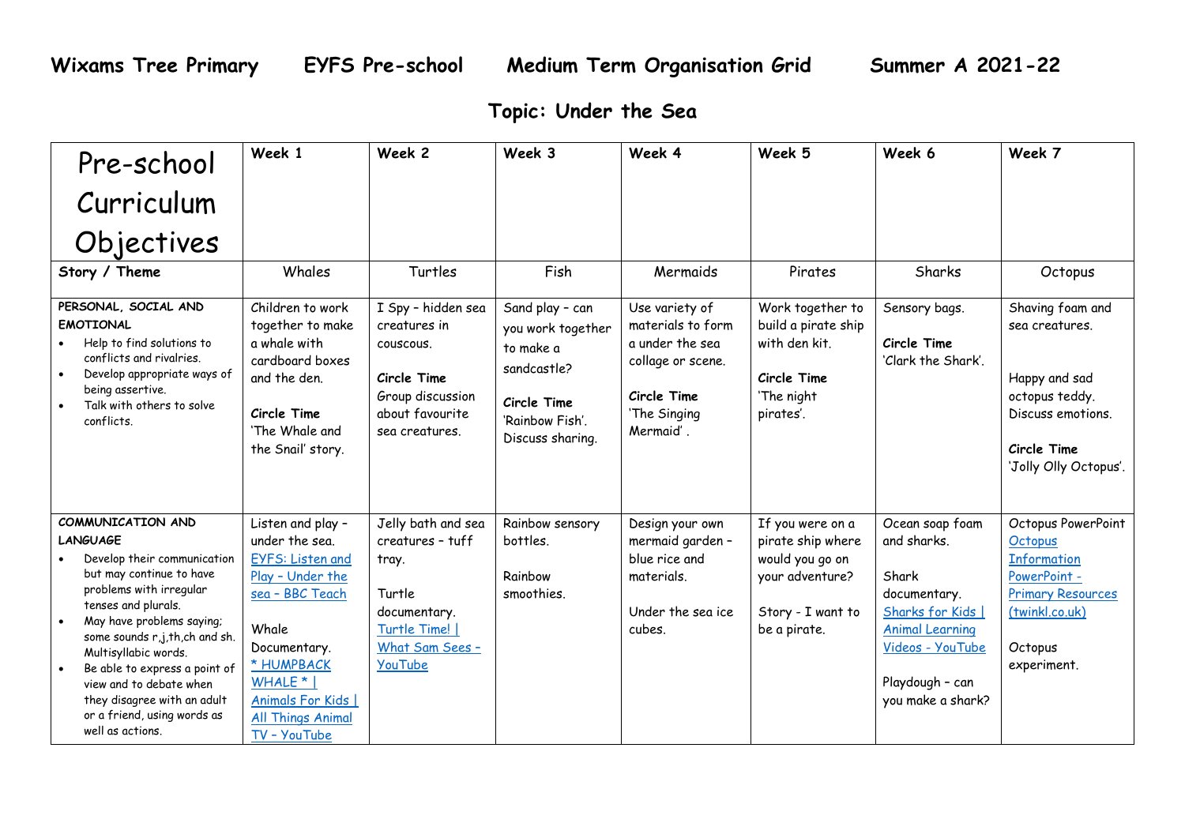# Wixams Tree Primary EYFS Pre-school Medium Term Organisation Grid Summer A 2021-22

## Topic: Under the Sea

| Pre-school Curriculum Objectives | Week 1 | Week 2 | Week 3 | Week 4 | Week 5 | Week 6 | Week 7 |
|---|---|---|---|---|---|---|---|
| **Story / Theme** | Whales | Turtles | Fish | Mermaids | Pirates | Sharks | Octopus |
| **PERSONAL, SOCIAL AND EMOTIONAL**<br>• Help to find solutions to conflicts and rivalries.<br>• Develop appropriate ways of being assertive.<br>• Talk with others to solve conflicts. | Children to work together to make a whale with cardboard boxes and the den.<br><br>**Circle Time**<br>'The Whale and the Snail' story. | I Spy – hidden sea creatures in couscous.<br><br>**Circle Time**<br>Group discussion about favourite sea creatures. | Sand play – can you work together to make a sandcastle?<br><br>**Circle Time**<br>'Rainbow Fish'. Discuss sharing. | Use variety of materials to form a under the sea collage or scene.<br><br>**Circle Time**<br>'The Singing Mermaid' . | Work together to build a pirate ship with den kit.<br><br>**Circle Time**<br>'The night pirates'. | Sensory bags.<br><br>**Circle Time**<br>'Clark the Shark'. | Shaving foam and sea creatures.<br><br>Happy and sad octopus teddy. Discuss emotions.<br><br>**Circle Time**<br>'Jolly Olly Octopus'. |
| **COMMUNICATION AND LANGUAGE**<br>• Develop their communication but may continue to have problems with irregular tenses and plurals.<br>• May have problems saying; some sounds r,j,th,ch and sh. Multisyllabic words.<br>• Be able to express a point of view and to debate when they disagree with an adult or a friend, using words as well as actions. | Listen and play – under the sea.<br>EYFS: Listen and Play – Under the sea – BBC Teach<br><br>Whale Documentary.<br>* HUMPBACK WHALE * \| Animals For Kids \| All Things Animal TV - YouTube | Jelly bath and sea creatures – tuff tray.<br><br>Turtle documentary.<br>Turtle Time! \| What Sam Sees - YouTube | Rainbow sensory bottles.<br><br>Rainbow smoothies. | Design your own mermaid garden – blue rice and materials.<br><br>Under the sea ice cubes. | If you were on a pirate ship where would you go on your adventure?<br><br>Story - I want to be a pirate. | Ocean soap foam and sharks.<br><br>Shark documentary.<br>Sharks for Kids \| Animal Learning Videos - YouTube<br><br>Playdough – can you make a shark? | Octopus PowerPoint<br>Octopus Information PowerPoint - Primary Resources (twinkl.co.uk)<br><br>Octopus experiment. |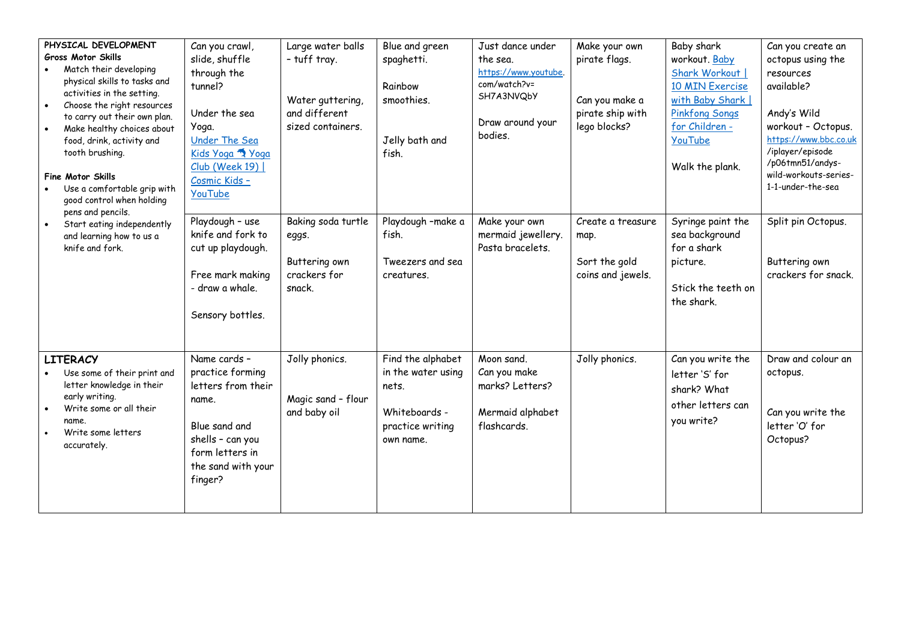| PHYSICAL DEVELOPMENT<br>**Gross Motor Skills**<br>• Match their developing physical skills to tasks and activities in the setting.<br>• Choose the right resources to carry out their own plan.<br>• Make healthy choices about food, drink, activity and tooth brushing.<br><br>**Fine Motor Skills**<br>• Use a comfortable grip with good control when holding pens and pencils.<br>• Start eating independently and learning how to us a knife and fork. | Can you crawl, slide, shuffle through the tunnel?<br><br>Under the sea Yoga. Under The Sea Kids Yoga 🐬 Yoga Club (Week 19) \| Cosmic Kids – YouTube | Large water balls - tuff tray.<br><br>Water guttering, and different sized containers. | Blue and green spaghetti.<br><br>Rainbow smoothies.<br><br>Jelly bath and fish. | Just dance under the sea. https://www.youtube.com/watch?v=SH7A3NVQbY<br><br>Draw around your bodies. | Make your own pirate flags.<br><br>Can you make a pirate ship with lego blocks? | Baby shark workout. Baby Shark Workout \| 10 MIN Exercise with Baby Shark \| Pinkfong Songs for Children - YouTube<br><br>Walk the plank. | Can you create an octopus using the resources available?<br><br>Andy's Wild workout – Octopus. https://www.bbc.co.uk/iplayer/episode/p06tmn51/andys-wild-workouts-series-1-1-under-the-sea |
|---|---|---|---|---|---|---|---|
| | Playdough – use knife and fork to cut up playdough.<br><br>Free mark making - draw a whale.<br><br>Sensory bottles. | Baking soda turtle eggs.<br><br>Buttering own crackers for snack. | Playdough –make a fish.<br><br>Tweezers and sea creatures. | Make your own mermaid jewellery. Pasta bracelets. | Create a treasure map.<br><br>Sort the gold coins and jewels. | Syringe paint the sea background for a shark picture.<br><br>Stick the teeth on the shark. | Split pin Octopus.<br><br>Buttering own crackers for snack. |
| **LITERACY**<br>• Use some of their print and letter knowledge in their early writing.<br>• Write some or all their name.<br>• Write some letters accurately. | Name cards – practice forming letters from their name.<br><br>Blue sand and shells – can you form letters in the sand with your finger? | Jolly phonics.<br><br>Magic sand – flour and baby oil | Find the alphabet in the water using nets.<br><br>Whiteboards - practice writing own name. | Moon sand. Can you make marks? Letters?<br><br>Mermaid alphabet flashcards. | Jolly phonics. | Can you write the letter 'S' for shark? What other letters can you write? | Draw and colour an octopus.<br><br>Can you write the letter 'O' for Octopus? |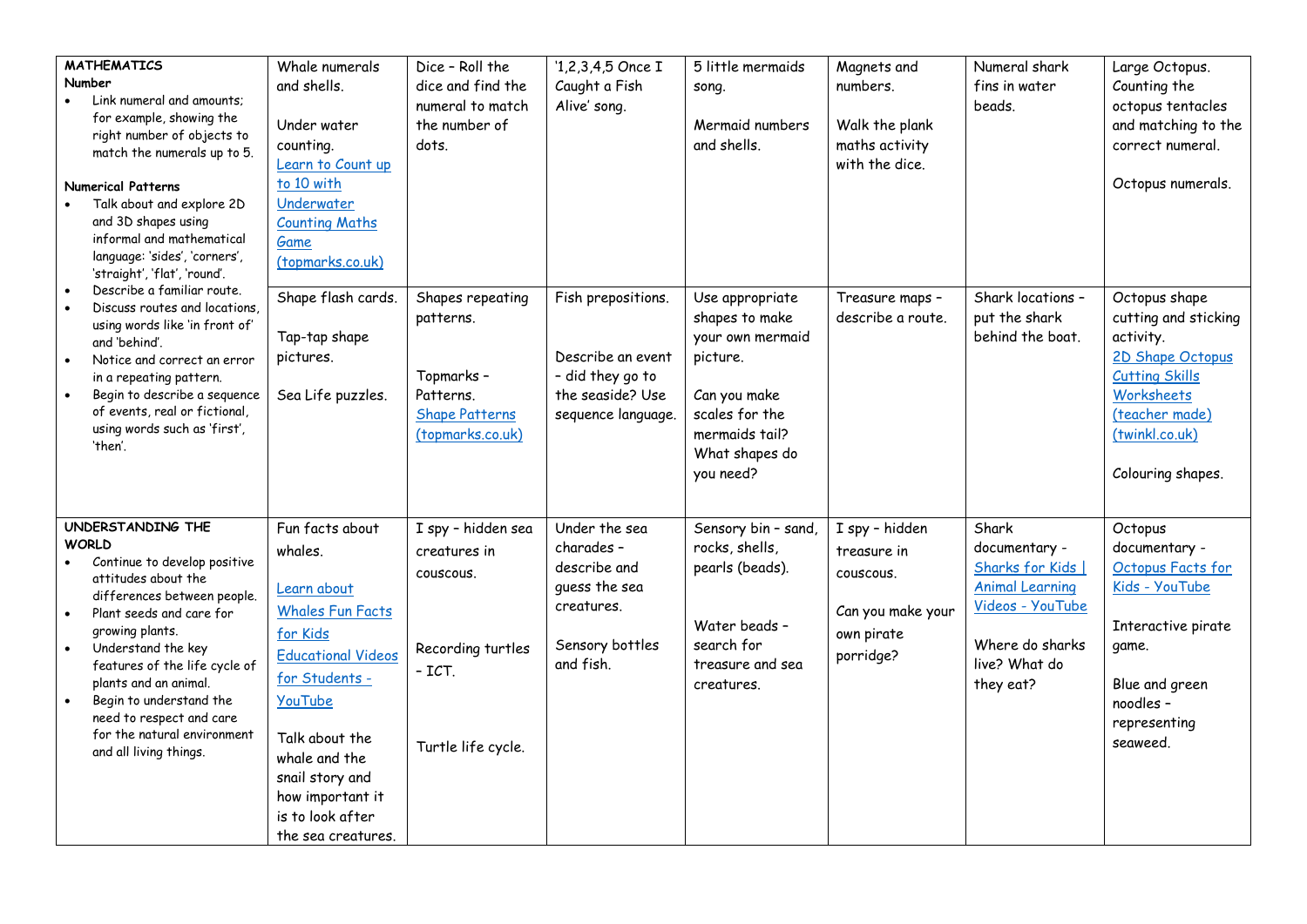| | | | | | | | |
|---|---|---|---|---|---|---|---|
| **MATHEMATICS**<br>**Number**<br>• Link numeral and amounts; for example, showing the right number of objects to match the numerals up to 5.<br><br>**Numerical Patterns**<br>• Talk about and explore 2D and 3D shapes using informal and mathematical language: 'sides', 'corners', 'straight', 'flat', 'round'.<br>• Describe a familiar route.<br>• Discuss routes and locations, using words like 'in front of' and 'behind'.<br>• Notice and correct an error in a repeating pattern.<br>• Begin to describe a sequence of events, real or fictional, using words such as 'first', 'then'. | Whale numerals and shells.<br><br>Under water counting.<br>Learn to Count up to 10 with Underwater Counting Maths Game (topmarks.co.uk) | Dice – Roll the dice and find the numeral to match the number of dots. | '1,2,3,4,5 Once I Caught a Fish Alive' song. | 5 little mermaids song.<br><br>Mermaid numbers and shells. | Magnets and numbers.<br><br>Walk the plank maths activity with the dice. | Numeral shark fins in water beads. | Large Octopus. Counting the octopus tentacles and matching to the correct numeral.<br><br>Octopus numerals. |
| | Shape flash cards.<br><br>Tap-tap shape pictures.<br><br>Sea Life puzzles. | Shapes repeating patterns.<br><br>Topmarks – Patterns.<br>Shape Patterns (topmarks.co.uk) | Fish prepositions.<br><br>Describe an event – did they go to the seaside? Use sequence language. | Use appropriate shapes to make your own mermaid picture.<br><br>Can you make scales for the mermaids tail? What shapes do you need? | Treasure maps – describe a route. | Shark locations – put the shark behind the boat. | Octopus shape cutting and sticking activity.<br>2D Shape Octopus Cutting Skills Worksheets (teacher made) (twinkl.co.uk)<br><br>Colouring shapes. |
| **UNDERSTANDING THE WORLD**<br>• Continue to develop positive attitudes about the differences between people.<br>• Plant seeds and care for growing plants.<br>• Understand the key features of the life cycle of plants and an animal.<br>• Begin to understand the need to respect and care for the natural environment and all living things. | Fun facts about whales.<br><br>Learn about Whales Fun Facts for Kids Educational Videos for Students - YouTube<br><br>Talk about the whale and the snail story and how important it is to look after the sea creatures. | I spy – hidden sea creatures in couscous.<br><br>Recording turtles – ICT.<br><br>Turtle life cycle. | Under the sea charades – describe and guess the sea creatures.<br><br>Sensory bottles and fish. | Sensory bin – sand, rocks, shells, pearls (beads).<br><br>Water beads – search for treasure and sea creatures. | I spy – hidden treasure in couscous.<br><br>Can you make your own pirate porridge? | Shark documentary - Sharks for Kids \| Animal Learning Videos - YouTube<br><br>Where do sharks live? What do they eat? | Octopus documentary - Octopus Facts for Kids - YouTube<br><br>Interactive pirate game.<br><br>Blue and green noodles – representing seaweed. |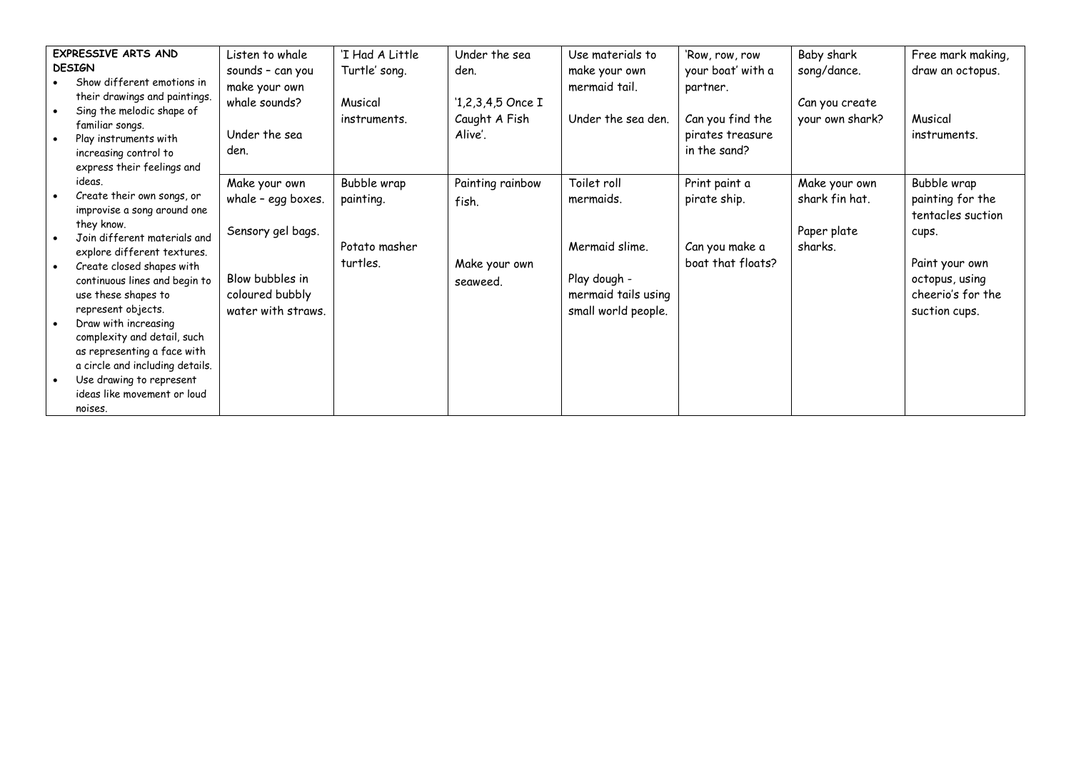| EXPRESSIVE ARTS AND DESIGN | | | | | | | |
|---|---|---|---|---|---|---|---|
| **EXPRESSIVE ARTS AND DESIGN**<br>• Show different emotions in their drawings and paintings.<br>• Sing the melodic shape of familiar songs.<br>• Play instruments with increasing control to express their feelings and ideas.<br>• Create their own songs, or improvise a song around one they know.<br>• Join different materials and explore different textures.<br>• Create closed shapes with continuous lines and begin to use these shapes to represent objects.<br>• Draw with increasing complexity and detail, such as representing a face with a circle and including details.<br>• Use drawing to represent ideas like movement or loud noises. | Listen to whale sounds – can you make your own whale sounds?<br><br>Under the sea den. | 'I Had A Little Turtle' song.<br><br>Musical instruments. | Under the sea den.<br><br>'1,2,3,4,5 Once I Caught A Fish Alive'. | Use materials to make your own mermaid tail.<br><br>Under the sea den. | 'Row, row, row your boat' with a partner.<br><br>Can you find the pirates treasure in the sand? | Baby shark song/dance.<br><br>Can you create your own shark? | Free mark making, draw an octopus.<br><br>Musical instruments. |
| | Make your own whale – egg boxes.<br><br>Sensory gel bags.<br><br>Blow bubbles in coloured bubbly water with straws. | Bubble wrap painting.<br><br>Potato masher turtles. | Painting rainbow fish.<br><br>Make your own seaweed. | Toilet roll mermaids.<br><br>Mermaid slime.<br><br>Play dough - mermaid tails using small world people. | Print paint a pirate ship.<br><br>Can you make a boat that floats? | Make your own shark fin hat.<br><br>Paper plate sharks. | Bubble wrap painting for the tentacles suction cups.<br><br>Paint your own octopus, using cheerio's for the suction cups. |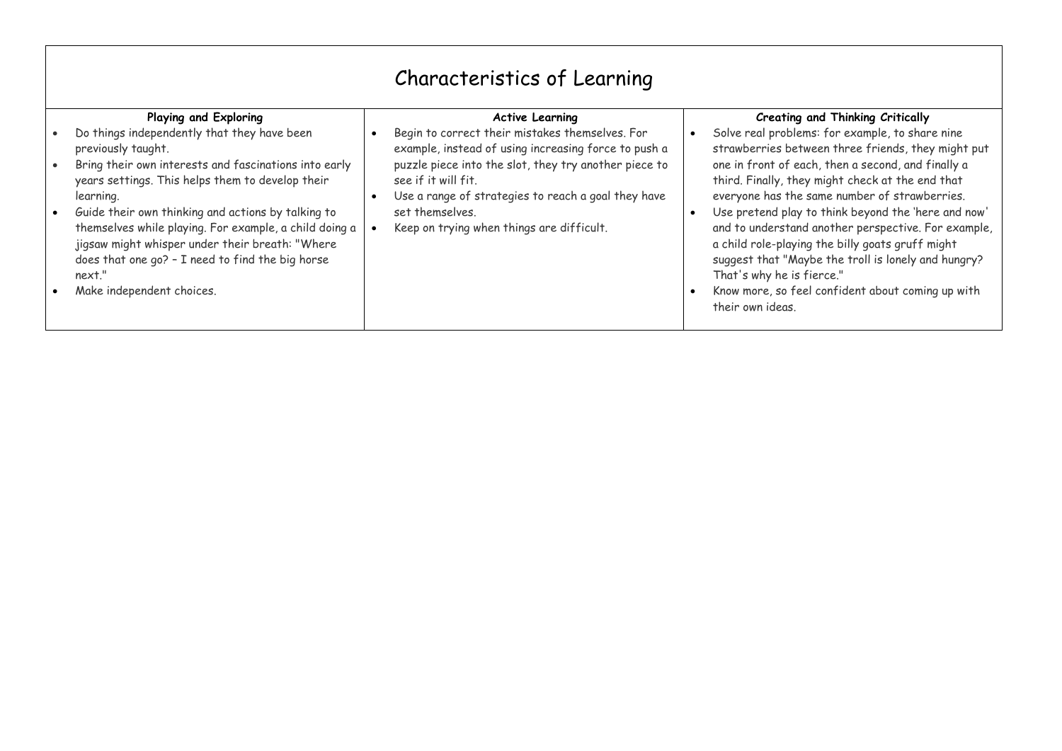# Characteristics of Learning

| Playing and Exploring | Active Learning | Creating and Thinking Critically |
|---|---|---|
| • Do things independently that they have been previously taught.<br>• Bring their own interests and fascinations into early years settings. This helps them to develop their learning.<br>• Guide their own thinking and actions by talking to themselves while playing. For example, a child doing a jigsaw might whisper under their breath: "Where does that one go? – I need to find the big horse next."<br>• Make independent choices. | • Begin to correct their mistakes themselves. For example, instead of using increasing force to push a puzzle piece into the slot, they try another piece to see if it will fit.<br>• Use a range of strategies to reach a goal they have set themselves.<br>• Keep on trying when things are difficult. | • Solve real problems: for example, to share nine strawberries between three friends, they might put one in front of each, then a second, and finally a third. Finally, they might check at the end that everyone has the same number of strawberries.<br>• Use pretend play to think beyond the 'here and now' and to understand another perspective. For example, a child role-playing the billy goats gruff might suggest that "Maybe the troll is lonely and hungry? That's why he is fierce."<br>• Know more, so feel confident about coming up with their own ideas. |